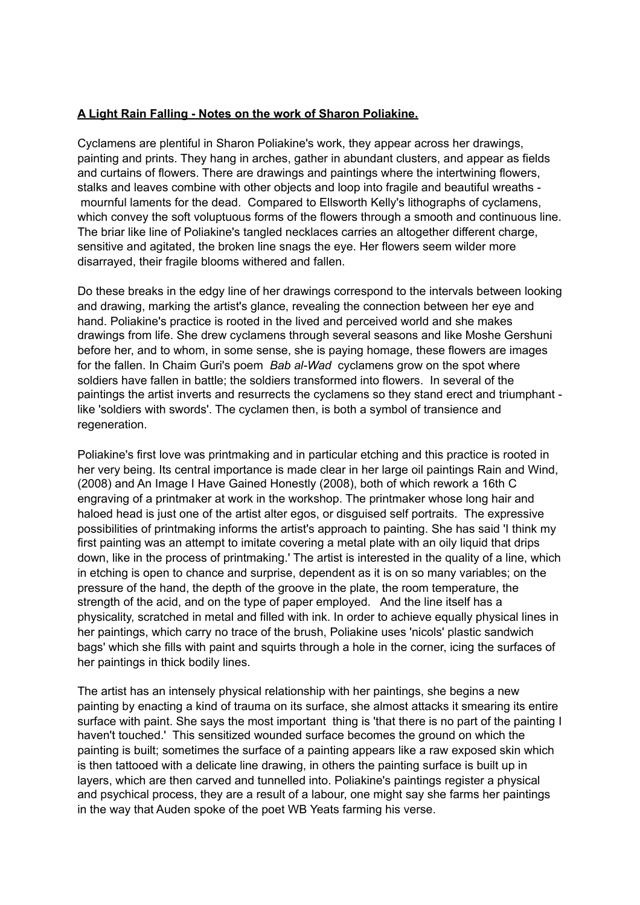**A Light Rain Falling - Notes on the work of Sharon Poliakine.**

Cyclamens are plentiful in Sharon Poliakine's work, they appear across her drawings, painting and prints. They hang in arches, gather in abundant clusters, and appear as fields and curtains of flowers. There are drawings and paintings where the intertwining flowers, stalks and leaves combine with other objects and loop into fragile and beautiful wreaths - mournful laments for the dead. Compared to Ellsworth Kelly's lithographs of cyclamens, which convey the soft voluptuous forms of the flowers through a smooth and continuous line. The briar like line of Poliakine's tangled necklaces carries an altogether different charge, sensitive and agitated, the broken line snags the eye. Her flowers seem wilder more disarrayed, their fragile blooms withered and fallen.

Do these breaks in the edgy line of her drawings correspond to the intervals between looking and drawing, marking the artist's glance, revealing the connection between her eye and hand. Poliakine's practice is rooted in the lived and perceived world and she makes drawings from life. She drew cyclamens through several seasons and like Moshe Gershuni before her, and to whom, in some sense, she is paying homage, these flowers are images for the fallen. In Chaim Guri's poem *Bab al-Wad* cyclamens grow on the spot where soldiers have fallen in battle; the soldiers transformed into flowers. In several of the paintings the artist inverts and resurrects the cyclamens so they stand erect and triumphant - like 'soldiers with swords'. The cyclamen then, is both a symbol of transience and regeneration.

Poliakine's first love was printmaking and in particular etching and this practice is rooted in her very being. Its central importance is made clear in her large oil paintings Rain and Wind, (2008) and An Image I Have Gained Honestly (2008), both of which rework a 16th C engraving of a printmaker at work in the workshop. The printmaker whose long hair and haloed head is just one of the artist alter egos, or disguised self portraits. The expressive possibilities of printmaking informs the artist's approach to painting. She has said 'I think my first painting was an attempt to imitate covering a metal plate with an oily liquid that drips down, like in the process of printmaking.' The artist is interested in the quality of a line, which in etching is open to chance and surprise, dependent as it is on so many variables; on the pressure of the hand, the depth of the groove in the plate, the room temperature, the strength of the acid, and on the type of paper employed. And the line itself has a physicality, scratched in metal and filled with ink. In order to achieve equally physical lines in her paintings, which carry no trace of the brush, Poliakine uses 'nicols' plastic sandwich bags' which she fills with paint and squirts through a hole in the corner, icing the surfaces of her paintings in thick bodily lines.

The artist has an intensely physical relationship with her paintings, she begins a new painting by enacting a kind of trauma on its surface, she almost attacks it smearing its entire surface with paint. She says the most important thing is 'that there is no part of the painting I haven't touched.' This sensitized wounded surface becomes the ground on which the painting is built; sometimes the surface of a painting appears like a raw exposed skin which is then tattooed with a delicate line drawing, in others the painting surface is built up in layers, which are then carved and tunnelled into. Poliakine's paintings register a physical and psychical process, they are a result of a labour, one might say she farms her paintings in the way that Auden spoke of the poet WB Yeats farming his verse.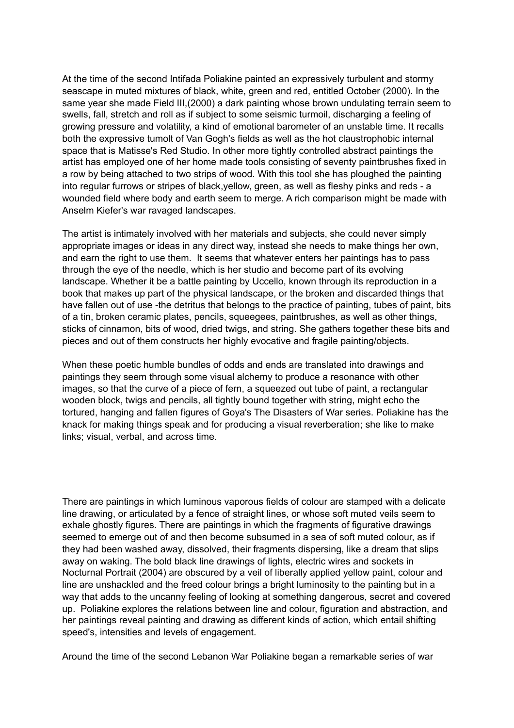At the time of the second Intifada Poliakine painted an expressively turbulent and stormy seascape in muted mixtures of black, white, green and red, entitled October (2000). In the same year she made Field III,(2000) a dark painting whose brown undulating terrain seem to swells, fall, stretch and roll as if subject to some seismic turmoil, discharging a feeling of growing pressure and volatility, a kind of emotional barometer of an unstable time. It recalls both the expressive tumolt of Van Gogh's fields as well as the hot claustrophobic internal space that is Matisse's Red Studio. In other more tightly controlled abstract paintings the artist has employed one of her home made tools consisting of seventy paintbrushes fixed in a row by being attached to two strips of wood. With this tool she has ploughed the painting into regular furrows or stripes of black,yellow, green, as well as fleshy pinks and reds - a wounded field where body and earth seem to merge. A rich comparison might be made with Anselm Kiefer's war ravaged landscapes.

The artist is intimately involved with her materials and subjects, she could never simply appropriate images or ideas in any direct way, instead she needs to make things her own, and earn the right to use them. It seems that whatever enters her paintings has to pass through the eye of the needle, which is her studio and become part of its evolving landscape. Whether it be a battle painting by Uccello, known through its reproduction in a book that makes up part of the physical landscape, or the broken and discarded things that have fallen out of use -the detritus that belongs to the practice of painting, tubes of paint, bits of a tin, broken ceramic plates, pencils, squeegees, paintbrushes, as well as other things, sticks of cinnamon, bits of wood, dried twigs, and string. She gathers together these bits and pieces and out of them constructs her highly evocative and fragile painting/objects.

When these poetic humble bundles of odds and ends are translated into drawings and paintings they seem through some visual alchemy to produce a resonance with other images, so that the curve of a piece of fern, a squeezed out tube of paint, a rectangular wooden block, twigs and pencils, all tightly bound together with string, might echo the tortured, hanging and fallen figures of Goya's The Disasters of War series. Poliakine has the knack for making things speak and for producing a visual reverberation; she like to make links; visual, verbal, and across time.

There are paintings in which luminous vaporous fields of colour are stamped with a delicate line drawing, or articulated by a fence of straight lines, or whose soft muted veils seem to exhale ghostly figures. There are paintings in which the fragments of figurative drawings seemed to emerge out of and then become subsumed in a sea of soft muted colour, as if they had been washed away, dissolved, their fragments dispersing, like a dream that slips away on waking. The bold black line drawings of lights, electric wires and sockets in Nocturnal Portrait (2004) are obscured by a veil of liberally applied yellow paint, colour and line are unshackled and the freed colour brings a bright luminosity to the painting but in a way that adds to the uncanny feeling of looking at something dangerous, secret and covered up. Poliakine explores the relations between line and colour, figuration and abstraction, and her paintings reveal painting and drawing as different kinds of action, which entail shifting speed's, intensities and levels of engagement.

Around the time of the second Lebanon War Poliakine began a remarkable series of war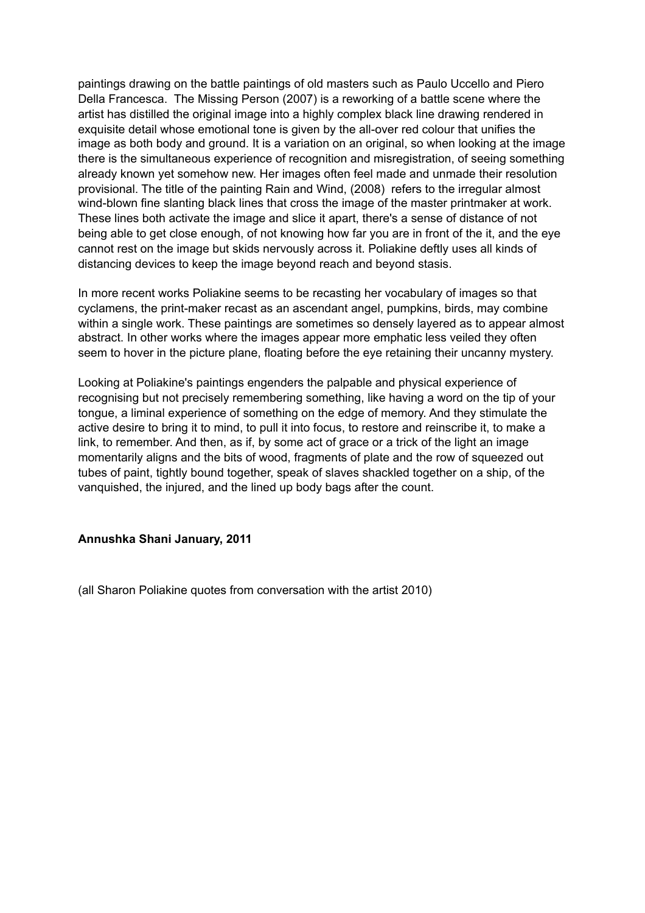paintings drawing on the battle paintings of old masters such as Paulo Uccello and Piero Della Francesca. The Missing Person (2007) is a reworking of a battle scene where the artist has distilled the original image into a highly complex black line drawing rendered in exquisite detail whose emotional tone is given by the all-over red colour that unifies the image as both body and ground. It is a variation on an original, so when looking at the image there is the simultaneous experience of recognition and misregistration, of seeing something already known yet somehow new. Her images often feel made and unmade their resolution provisional. The title of the painting Rain and Wind, (2008) refers to the irregular almost wind-blown fine slanting black lines that cross the image of the master printmaker at work. These lines both activate the image and slice it apart, there's a sense of distance of not being able to get close enough, of not knowing how far you are in front of the it, and the eye cannot rest on the image but skids nervously across it. Poliakine deftly uses all kinds of distancing devices to keep the image beyond reach and beyond stasis.

In more recent works Poliakine seems to be recasting her vocabulary of images so that cyclamens, the print-maker recast as an ascendant angel, pumpkins, birds, may combine within a single work. These paintings are sometimes so densely layered as to appear almost abstract. In other works where the images appear more emphatic less veiled they often seem to hover in the picture plane, floating before the eye retaining their uncanny mystery.

Looking at Poliakine's paintings engenders the palpable and physical experience of recognising but not precisely remembering something, like having a word on the tip of your tongue, a liminal experience of something on the edge of memory. And they stimulate the active desire to bring it to mind, to pull it into focus, to restore and reinscribe it, to make a link, to remember. And then, as if, by some act of grace or a trick of the light an image momentarily aligns and the bits of wood, fragments of plate and the row of squeezed out tubes of paint, tightly bound together, speak of slaves shackled together on a ship, of the vanquished, the injured, and the lined up body bags after the count.

**Annushka Shani January, 2011**

(all Sharon Poliakine quotes from conversation with the artist 2010)